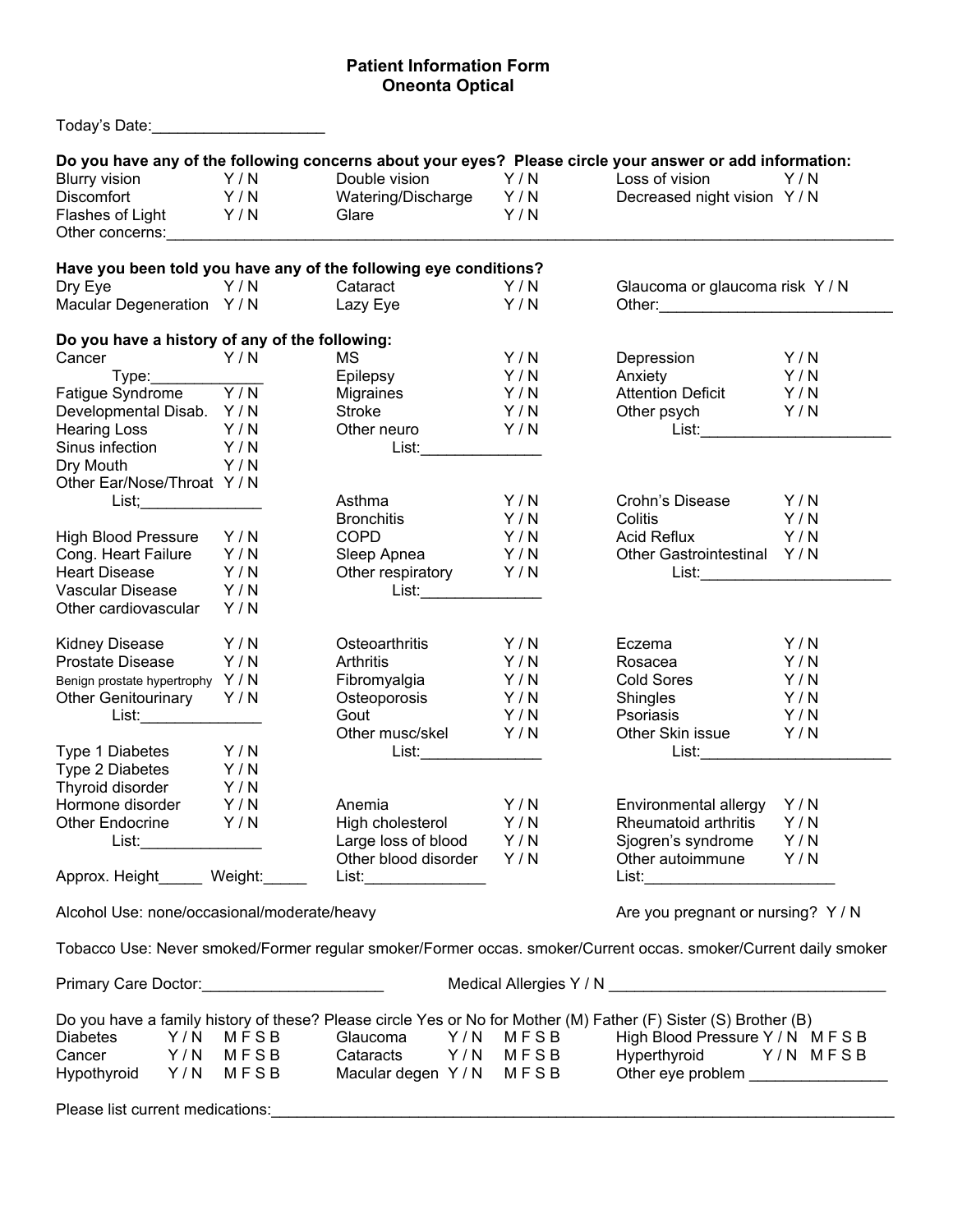# Patient Information Form
## Oneonta Optical

Today's Date:____________________

**Do you have any of the following concerns about your eyes? Please circle your answer or add information:**

| | | | | | |
|---|---|---|---|---|---|
| Blurry vision | Y / N | Double vision | Y / N | Loss of vision | Y / N |
| Discomfort | Y / N | Watering/Discharge | Y / N | Decreased night vision | Y / N |
| Flashes of Light | Y / N | Glare | Y / N | | |

Other concerns:______________________________________________________________________________

**Have you been told you have any of the following eye conditions?**

| | | | | | |
|---|---|---|---|---|---|
| Dry Eye | Y / N | Cataract | Y / N | Glaucoma or glaucoma risk | Y / N |
| Macular Degeneration | Y / N | Lazy Eye | Y / N | Other:___________________________ | |

**Do you have a history of any of the following:**

| | | | | | |
|---|---|---|---|---|---|
| Cancer | Y / N | MS | Y / N | Depression | Y / N |
| Type:_____________ | | Epilepsy | Y / N | Anxiety | Y / N |
| Fatigue Syndrome | Y / N | Migraines | Y / N | Attention Deficit | Y / N |
| Developmental Disab. | Y / N | Stroke | Y / N | Other psych | Y / N |
| Hearing Loss | Y / N | Other neuro | Y / N | List:______________________ | |
| Sinus infection | Y / N | List:_____________ | | | |
| Dry Mouth | Y / N | | | | |
| Other Ear/Nose/Throat | Y / N | | | | |
| List;_____________ | | Asthma | Y / N | Crohn's Disease | Y / N |
| | | Bronchitis | Y / N | Colitis | Y / N |
| High Blood Pressure | Y / N | COPD | Y / N | Acid Reflux | Y / N |
| Cong. Heart Failure | Y / N | Sleep Apnea | Y / N | Other Gastrointestinal | Y / N |
| Heart Disease | Y / N | Other respiratory | Y / N | List:______________________ | |
| Vascular Disease | Y / N | List:_____________ | | | |
| Other cardiovascular | Y / N | | | | |
| Kidney Disease | Y / N | Osteoarthritis | Y / N | Eczema | Y / N |
| Prostate Disease | Y / N | Arthritis | Y / N | Rosacea | Y / N |
| Benign prostate hypertrophy | Y / N | Fibromyalgia | Y / N | Cold Sores | Y / N |
| Other Genitourinary | Y / N | Osteoporosis | Y / N | Shingles | Y / N |
| List:_____________ | | Gout | Y / N | Psoriasis | Y / N |
| | | Other musc/skel | Y / N | Other Skin issue | Y / N |
| Type 1 Diabetes | Y / N | List:_____________ | | List:______________________ | |
| Type 2 Diabetes | Y / N | | | | |
| Thyroid disorder | Y / N | | | | |
| Hormone disorder | Y / N | Anemia | Y / N | Environmental allergy | Y / N |
| Other Endocrine | Y / N | High cholesterol | Y / N | Rheumatoid arthritis | Y / N |
| List:_____________ | | Large loss of blood | Y / N | Sjogren's syndrome | Y / N |
| | | Other blood disorder | Y / N | Other autoimmune | Y / N |
| Approx. Height_____ Weight:_____ | | List:_____________ | | List:_____________________ | |

Alcohol Use: none/occasional/moderate/heavy

Are you pregnant or nursing? Y / N

Tobacco Use: Never smoked/Former regular smoker/Former occas. smoker/Current occas. smoker/Current daily smoker

Primary Care Doctor:_____________________

Medical Allergies Y / N _________________________________

Do you have a family history of these? Please circle Yes or No for Mother (M) Father (F) Sister (S) Brother (B)

| | | | | | | | | |
|---|---|---|---|---|---|---|---|---|
| Diabetes | Y / N | M F S B | Glaucoma | Y / N | M F S B | High Blood Pressure | Y / N | M F S B |
| Cancer | Y / N | M F S B | Cataracts | Y / N | M F S B | Hyperthyroid | Y / N | M F S B |
| Hypothyroid | Y / N | M F S B | Macular degen | Y / N | M F S B | Other eye problem ________________ | | |

Please list current medications:_____________________________________________________________________________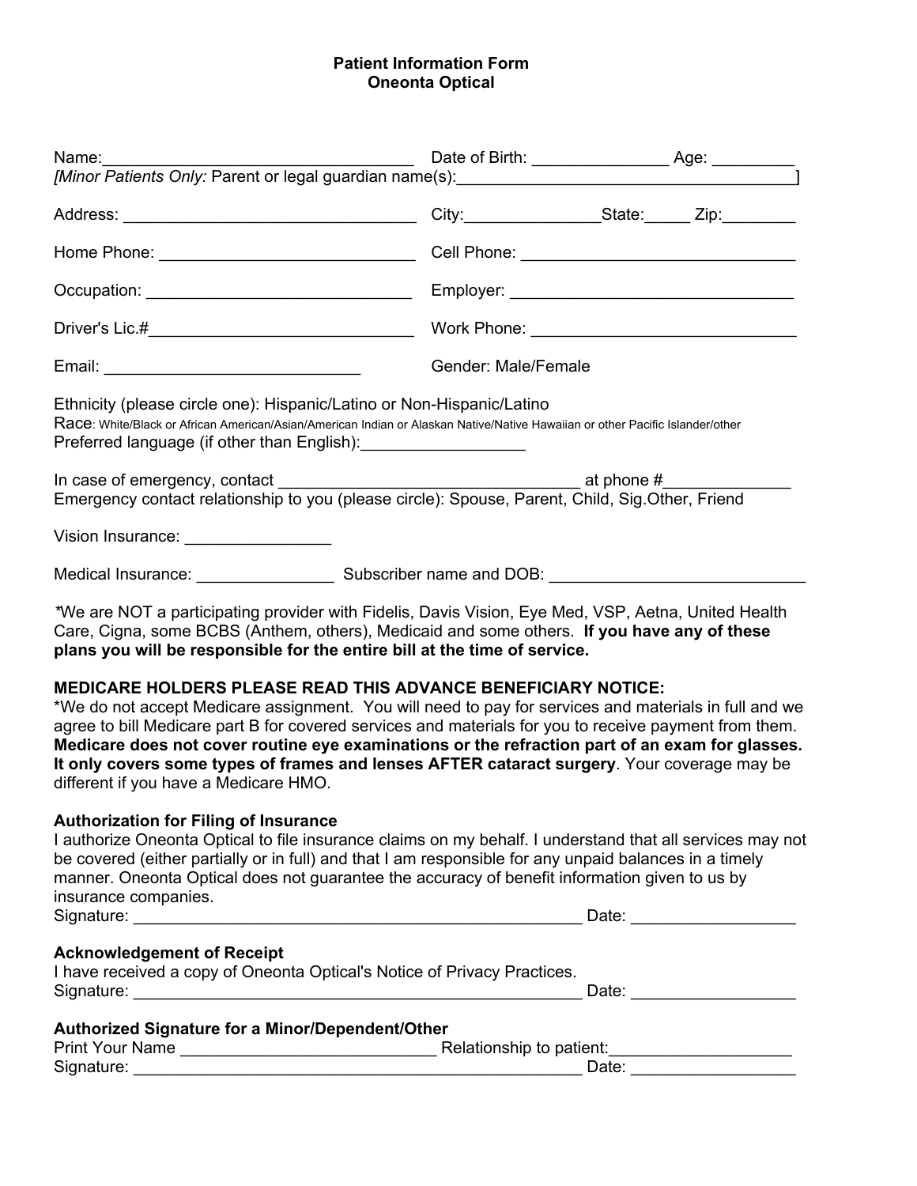# Patient Information Form
## Oneonta Optical

Name:___________________________________ Date of Birth: _______________ Age: _________

*[Minor Patients Only:* Parent or legal guardian name(s):_____________________________________]

Address: _________________________________ City:_______________State:_____ Zip:________

Home Phone: ____________________________ Cell Phone: ______________________________

Occupation: _____________________________ Employer: _______________________________

Driver's Lic.#_____________________________ Work Phone: _____________________________

Email: ____________________________ Gender: Male/Female

Ethnicity (please circle one): Hispanic/Latino or Non-Hispanic/Latino

Race: White/Black or African American/Asian/American Indian or Alaskan Native/Native Hawaiian or other Pacific Islander/other

Preferred language (if other than English):_________________

In case of emergency, contact _________________________________ at phone #______________

Emergency contact relationship to you (please circle): Spouse, Parent, Child, Sig.Other, Friend

Vision Insurance: ________________

Medical Insurance: _______________ Subscriber name and DOB: ____________________________

*We are NOT a participating provider with Fidelis, Davis Vision, Eye Med, VSP, Aetna, United Health Care, Cigna, some BCBS (Anthem, others), Medicaid and some others. **If you have any of these plans you will be responsible for the entire bill at the time of service.**

**MEDICARE HOLDERS PLEASE READ THIS ADVANCE BENEFICIARY NOTICE:**

*We do not accept Medicare assignment. You will need to pay for services and materials in full and we agree to bill Medicare part B for covered services and materials for you to receive payment from them. **Medicare does not cover routine eye examinations or the refraction part of an exam for glasses. It only covers some types of frames and lenses AFTER cataract surgery**. Your coverage may be different if you have a Medicare HMO.

**Authorization for Filing of Insurance**

I authorize Oneonta Optical to file insurance claims on my behalf. I understand that all services may not be covered (either partially or in full) and that I am responsible for any unpaid balances in a timely manner. Oneonta Optical does not guarantee the accuracy of benefit information given to us by insurance companies.

Signature: ___________________________________________________ Date: _________________

**Acknowledgement of Receipt**

I have received a copy of Oneonta Optical's Notice of Privacy Practices.

Signature: ___________________________________________________ Date: _________________

**Authorized Signature for a Minor/Dependent/Other**

Print Your Name ____________________________ Relationship to patient:___________________

Signature: ___________________________________________________ Date: _________________